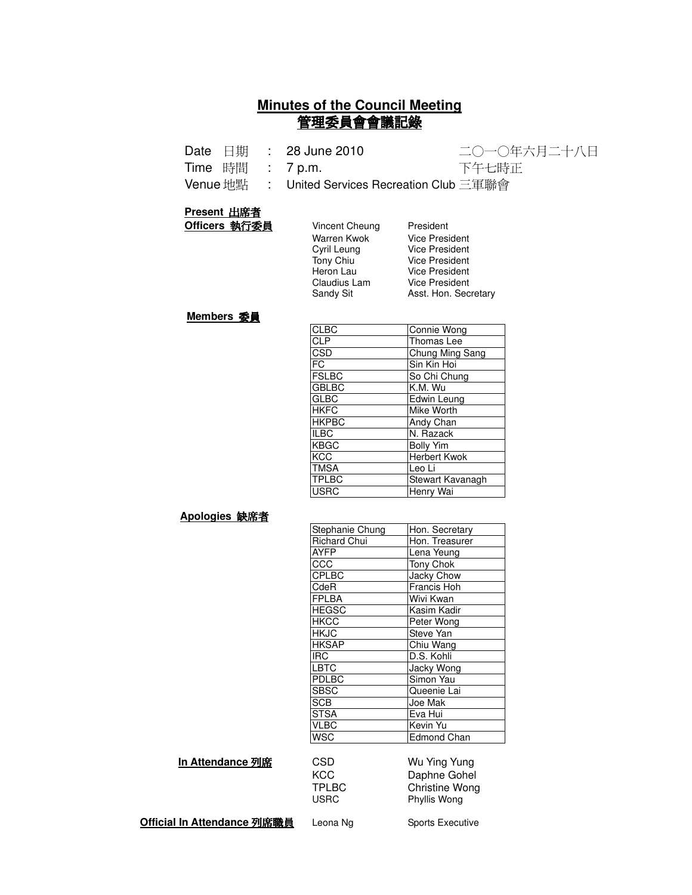# Minutes of the Council Meeting
# 管理委員會會議記錄

Date 日期 : 28 June 2010 二〇一〇年六月二十八日
Time 時間 : 7 p.m. 下午七時正
Venue 地點 : United Services Recreation Club 三軍聯會

**Present 出席者**

**Officers 執行委員**

| | |
|---|---|
| Vincent Cheung | President |
| Warren Kwok | Vice President |
| Cyril Leung | Vice President |
| Tony Chiu | Vice President |
| Heron Lau | Vice President |
| Claudius Lam | Vice President |
| Sandy Sit | Asst. Hon. Secretary |

**Members 委員**

| | |
|---|---|
| CLBC | Connie Wong |
| CLP | Thomas Lee |
| CSD | Chung Ming Sang |
| FC | Sin Kin Hoi |
| FSLBC | So Chi Chung |
| GBLBC | K.M. Wu |
| GLBC | Edwin Leung |
| HKFC | Mike Worth |
| HKPBC | Andy Chan |
| ILBC | N. Razack |
| KBGC | Bolly Yim |
| KCC | Herbert Kwok |
| TMSA | Leo Li |
| TPLBC | Stewart Kavanagh |
| USRC | Henry Wai |

**Apologies 缺席者**

| | |
|---|---|
| Stephanie Chung | Hon. Secretary |
| Richard Chui | Hon. Treasurer |
| AYFP | Lena Yeung |
| CCC | Tony Chok |
| CPLBC | Jacky Chow |
| CdeR | Francis Hoh |
| FPLBA | Wivi Kwan |
| HEGSC | Kasim Kadir |
| HKCC | Peter Wong |
| HKJC | Steve Yan |
| HKSAP | Chiu Wang |
| IRC | D.S. Kohli |
| LBTC | Jacky Wong |
| PDLBC | Simon Yau |
| SBSC | Queenie Lai |
| SCB | Joe Mak |
| STSA | Eva Hui |
| VLBC | Kevin Yu |
| WSC | Edmond Chan |

**In Attendance 列席**

| | |
|---|---|
| CSD | Wu Ying Yung |
| KCC | Daphne Gohel |
| TPLBC | Christine Wong |
| USRC | Phyllis Wong |

**Official In Attendance 列席職員**

| | |
|---|---|
| Leona Ng | Sports Executive |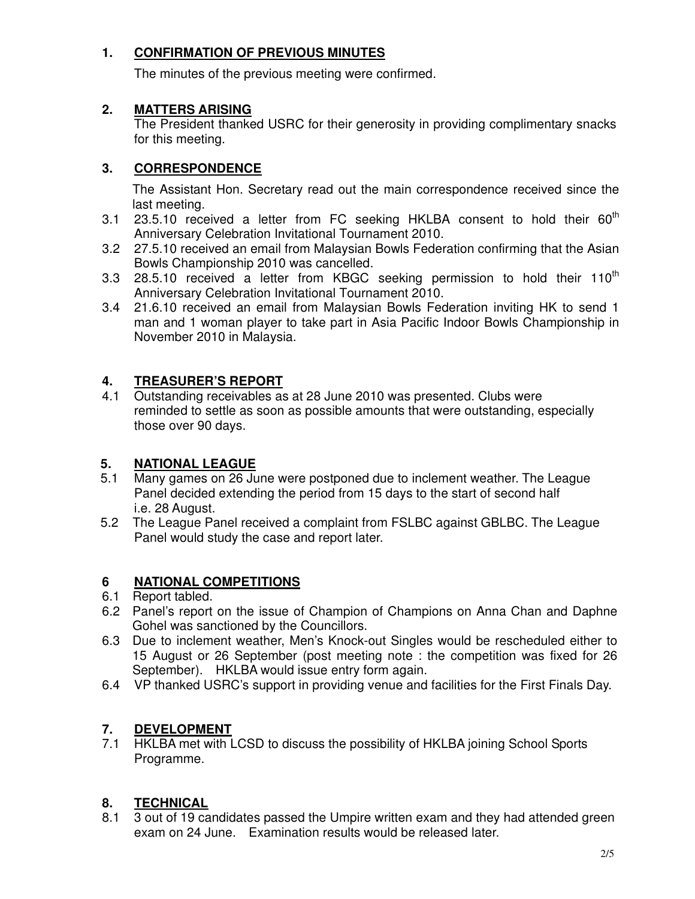## 1. CONFIRMATION OF PREVIOUS MINUTES

The minutes of the previous meeting were confirmed.

## 2. MATTERS ARISING

The President thanked USRC for their generosity in providing complimentary snacks for this meeting.

## 3. CORRESPONDENCE

The Assistant Hon. Secretary read out the main correspondence received since the last meeting.

3.1 23.5.10 received a letter from FC seeking HKLBA consent to hold their 60th Anniversary Celebration Invitational Tournament 2010.

3.2 27.5.10 received an email from Malaysian Bowls Federation confirming that the Asian Bowls Championship 2010 was cancelled.

3.3 28.5.10 received a letter from KBGC seeking permission to hold their 110th Anniversary Celebration Invitational Tournament 2010.

3.4 21.6.10 received an email from Malaysian Bowls Federation inviting HK to send 1 man and 1 woman player to take part in Asia Pacific Indoor Bowls Championship in November 2010 in Malaysia.

## 4. TREASURER'S REPORT

4.1 Outstanding receivables as at 28 June 2010 was presented. Clubs were reminded to settle as soon as possible amounts that were outstanding, especially those over 90 days.

## 5. NATIONAL LEAGUE

5.1 Many games on 26 June were postponed due to inclement weather. The League Panel decided extending the period from 15 days to the start of second half i.e. 28 August.

5.2 The League Panel received a complaint from FSLBC against GBLBC. The League Panel would study the case and report later.

## 6 NATIONAL COMPETITIONS

6.1 Report tabled.

6.2 Panel's report on the issue of Champion of Champions on Anna Chan and Daphne Gohel was sanctioned by the Councillors.

6.3 Due to inclement weather, Men's Knock-out Singles would be rescheduled either to 15 August or 26 September (post meeting note : the competition was fixed for 26 September). HKLBA would issue entry form again.

6.4 VP thanked USRC's support in providing venue and facilities for the First Finals Day.

## 7. DEVELOPMENT

7.1 HKLBA met with LCSD to discuss the possibility of HKLBA joining School Sports Programme.

## 8. TECHNICAL

8.1 3 out of 19 candidates passed the Umpire written exam and they had attended green exam on 24 June. Examination results would be released later.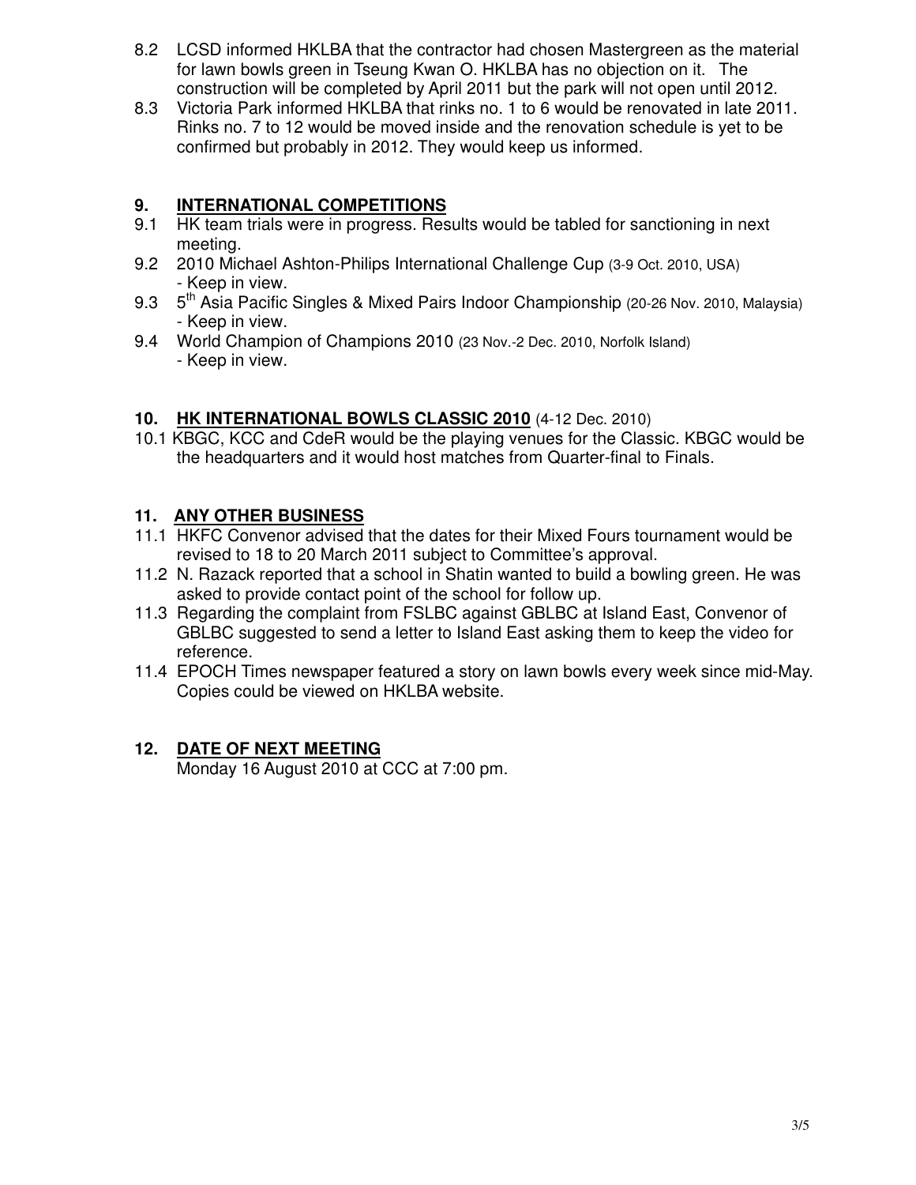8.2 LCSD informed HKLBA that the contractor had chosen Mastergreen as the material for lawn bowls green in Tseung Kwan O. HKLBA has no objection on it. The construction will be completed by April 2011 but the park will not open until 2012.

8.3 Victoria Park informed HKLBA that rinks no. 1 to 6 would be renovated in late 2011. Rinks no. 7 to 12 would be moved inside and the renovation schedule is yet to be confirmed but probably in 2012. They would keep us informed.

## 9. INTERNATIONAL COMPETITIONS

9.1 HK team trials were in progress. Results would be tabled for sanctioning in next meeting.

9.2 2010 Michael Ashton-Philips International Challenge Cup (3-9 Oct. 2010, USA)
- Keep in view.

9.3 5th Asia Pacific Singles & Mixed Pairs Indoor Championship (20-26 Nov. 2010, Malaysia)
- Keep in view.

9.4 World Champion of Champions 2010 (23 Nov.-2 Dec. 2010, Norfolk Island)
- Keep in view.

## 10. HK INTERNATIONAL BOWLS CLASSIC 2010 (4-12 Dec. 2010)

10.1 KBGC, KCC and CdeR would be the playing venues for the Classic. KBGC would be the headquarters and it would host matches from Quarter-final to Finals.

## 11. ANY OTHER BUSINESS

11.1 HKFC Convenor advised that the dates for their Mixed Fours tournament would be revised to 18 to 20 March 2011 subject to Committee's approval.

11.2 N. Razack reported that a school in Shatin wanted to build a bowling green. He was asked to provide contact point of the school for follow up.

11.3 Regarding the complaint from FSLBC against GBLBC at Island East, Convenor of GBLBC suggested to send a letter to Island East asking them to keep the video for reference.

11.4 EPOCH Times newspaper featured a story on lawn bowls every week since mid-May. Copies could be viewed on HKLBA website.

## 12. DATE OF NEXT MEETING

Monday 16 August 2010 at CCC at 7:00 pm.